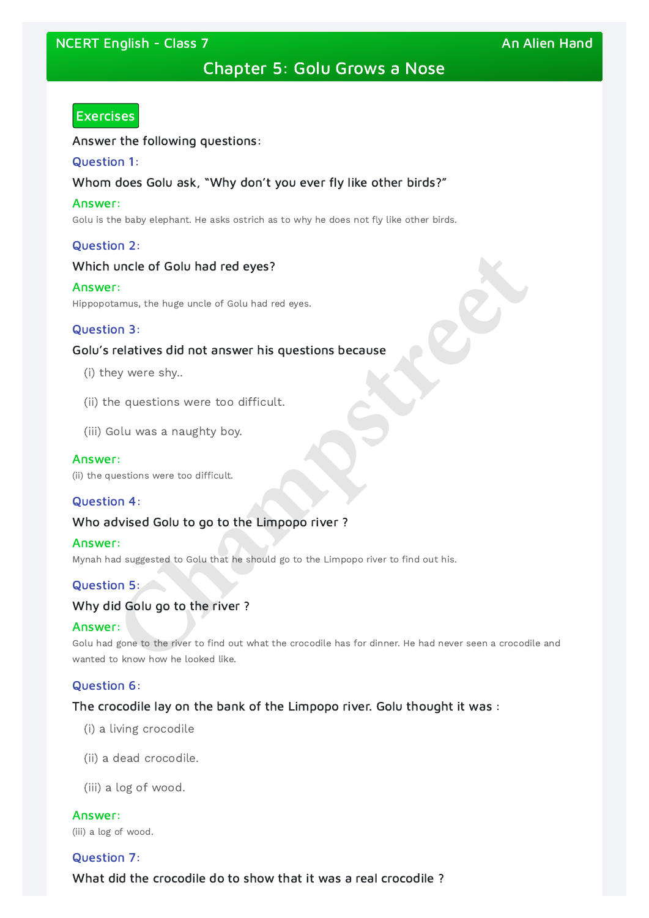# Chapter 5: Golu Grows a Nose

## Exercises

Answer the following questions:

**Question 1:**

Whom does Golu ask, "Why don't you ever fly like other birds?"

**Answer:**

Golu is the baby elephant. He asks ostrich as to why he does not fly like other birds.

**Question 2:**

Which uncle of Golu had red eyes?

**Answer:**

Hippopotamus, the huge uncle of Golu had red eyes.

**Question 3:**

Golu's relatives did not answer his questions because

(i) they were shy..

(ii) the questions were too difficult.

(iii) Golu was a naughty boy.

**Answer:**

(ii) the questions were too difficult.

**Question 4:**

Who advised Golu to go to the Limpopo river ?

**Answer:**

Mynah had suggested to Golu that he should go to the Limpopo river to find out his.

**Question 5:**

Why did Golu go to the river ?

**Answer:**

Golu had gone to the river to find out what the crocodile has for dinner. He had never seen a crocodile and wanted to know how he looked like.

**Question 6:**

The crocodile lay on the bank of the Limpopo river. Golu thought it was :

(i) a living crocodile

(ii) a dead crocodile.

(iii) a log of wood.

**Answer:**

(iii) a log of wood.

**Question 7:**

What did the crocodile do to show that it was a real crocodile ?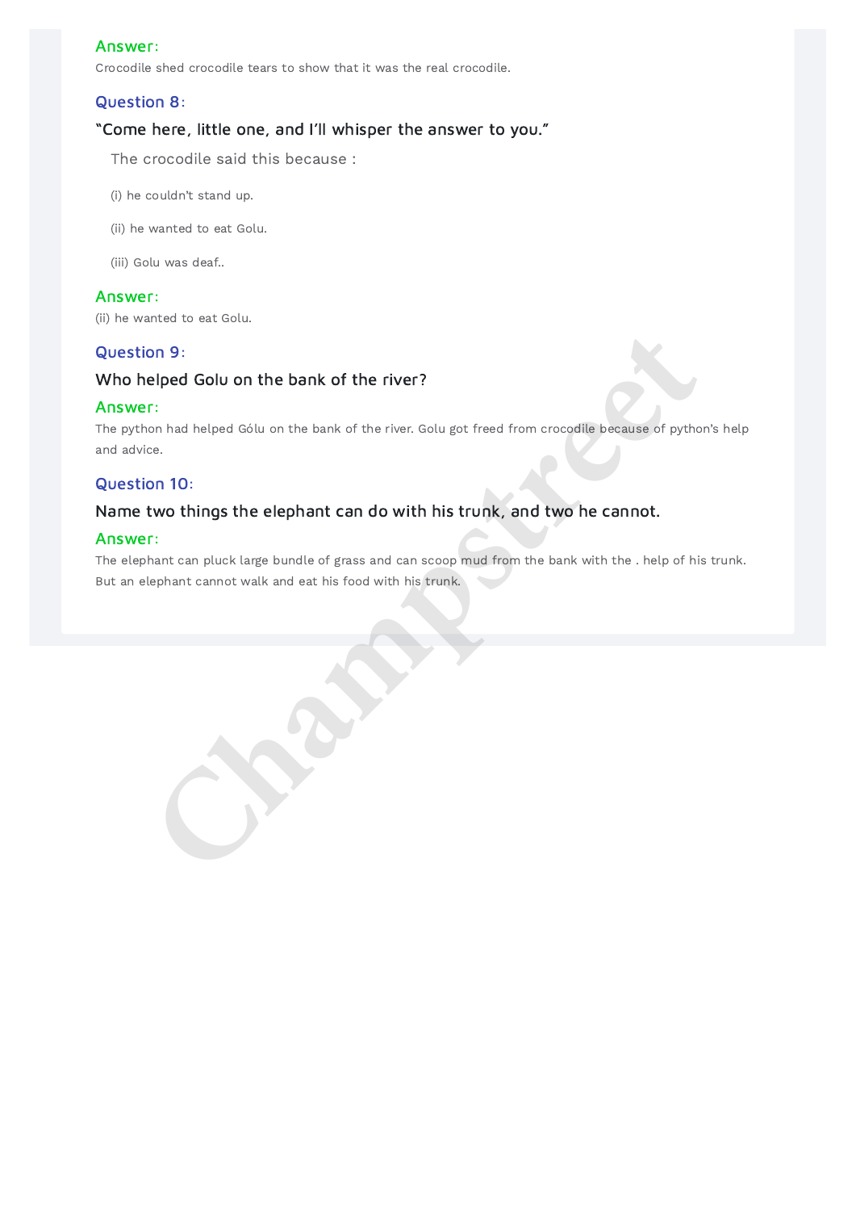**Answer:**

Crocodile shed crocodile tears to show that it was the real crocodile.

**Question 8:**

**"Come here, little one, and I'll whisper the answer to you."**

The crocodile said this because :

(i) he couldn't stand up.

(ii) he wanted to eat Golu.

(iii) Golu was deaf..

**Answer:**

(ii) he wanted to eat Golu.

**Question 9:**

**Who helped Golu on the bank of the river?**

**Answer:**

The python had helped Gólu on the bank of the river. Golu got freed from crocodile because of python's help and advice.

**Question 10:**

**Name two things the elephant can do with his trunk, and two he cannot.**

**Answer:**

The elephant can pluck large bundle of grass and can scoop mud from the bank with the . help of his trunk. But an elephant cannot walk and eat his food with his trunk.